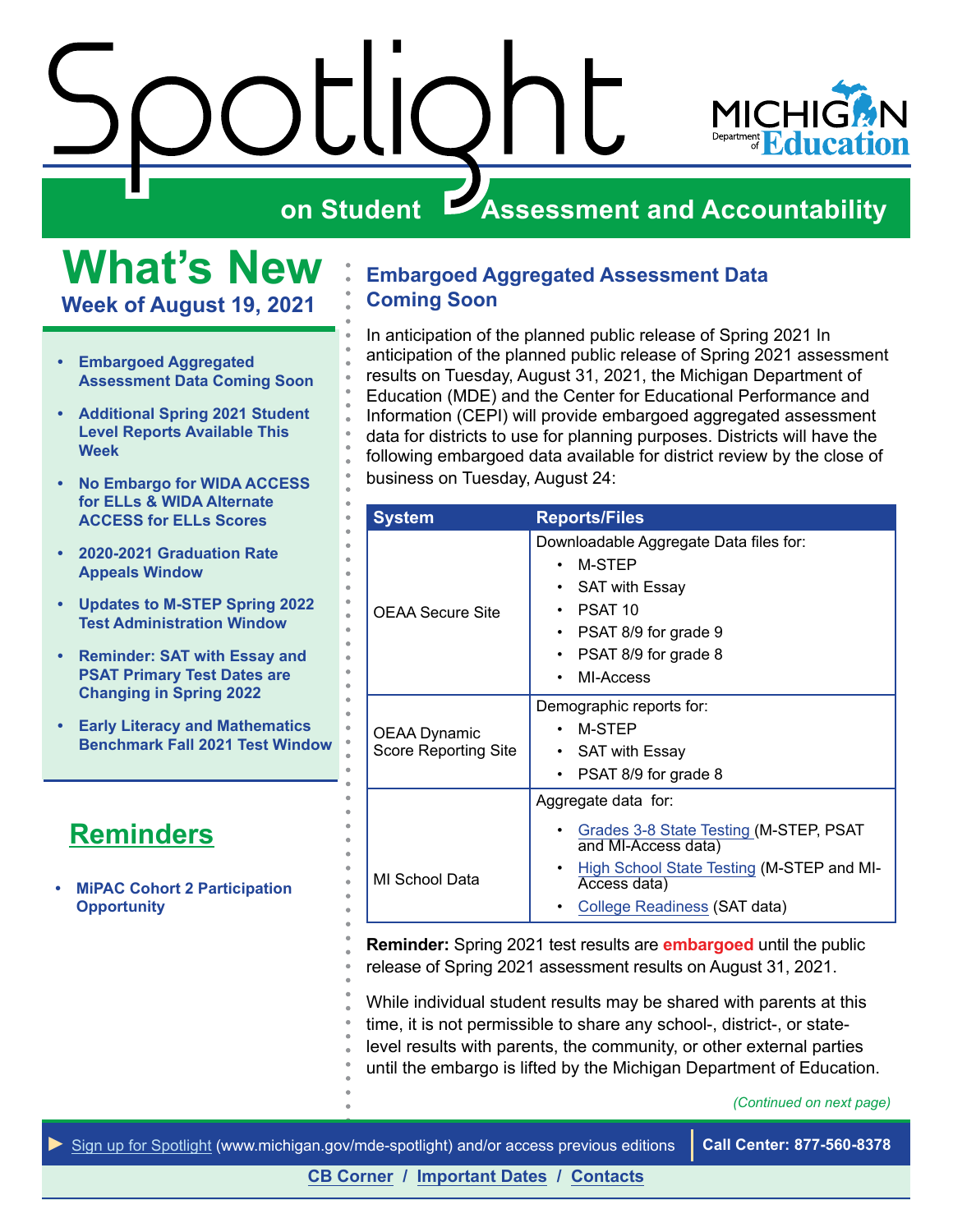# Spotlight on Student Assessment and Accountability

## What's New

### Week of August 19, 2021

- Embargoed Aggregated Assessment Data Coming Soon
- Additional Spring 2021 Student Level Reports Available This Week
- No Embargo for WIDA ACCESS for ELLs & WIDA Alternate ACCESS for ELLs Scores
- 2020-2021 Graduation Rate Appeals Window
- Updates to M-STEP Spring 2022 Test Administration Window
- Reminder: SAT with Essay and PSAT Primary Test Dates are Changing in Spring 2022
- Early Literacy and Mathematics Benchmark Fall 2021 Test Window

## Reminders

- MiPAC Cohort 2 Participation Opportunity

## Embargoed Aggregated Assessment Data Coming Soon

In anticipation of the planned public release of Spring 2021 In anticipation of the planned public release of Spring 2021 assessment results on Tuesday, August 31, 2021, the Michigan Department of Education (MDE) and the Center for Educational Performance and Information (CEPI) will provide embargoed aggregated assessment data for districts to use for planning purposes. Districts will have the following embargoed data available for district review by the close of business on Tuesday, August 24:

| System | Reports/Files |
|---|---|
| OEAA Secure Site | Downloadable Aggregate Data files for:<br>• M-STEP<br>• SAT with Essay<br>• PSAT 10<br>• PSAT 8/9 for grade 9<br>• PSAT 8/9 for grade 8<br>• MI-Access |
| OEAA Dynamic Score Reporting Site | Demographic reports for:<br>• M-STEP<br>• SAT with Essay<br>• PSAT 8/9 for grade 8 |
| MI School Data | Aggregate data for:<br>• Grades 3-8 State Testing (M-STEP, PSAT and MI-Access data)<br>• High School State Testing (M-STEP and MI-Access data)<br>• College Readiness (SAT data) |

**Reminder:** Spring 2021 test results are **embargoed** until the public release of Spring 2021 assessment results on August 31, 2021.

While individual student results may be shared with parents at this time, it is not permissible to share any school-, district-, or state-level results with parents, the community, or other external parties until the embargo is lifted by the Michigan Department of Education.

*(Continued on next page)*

► Sign up for Spotlight (www.michigan.gov/mde-spotlight) and/or access previous editions | **Call Center: 877-560-8378**

**CB Corner / Important Dates / Contacts**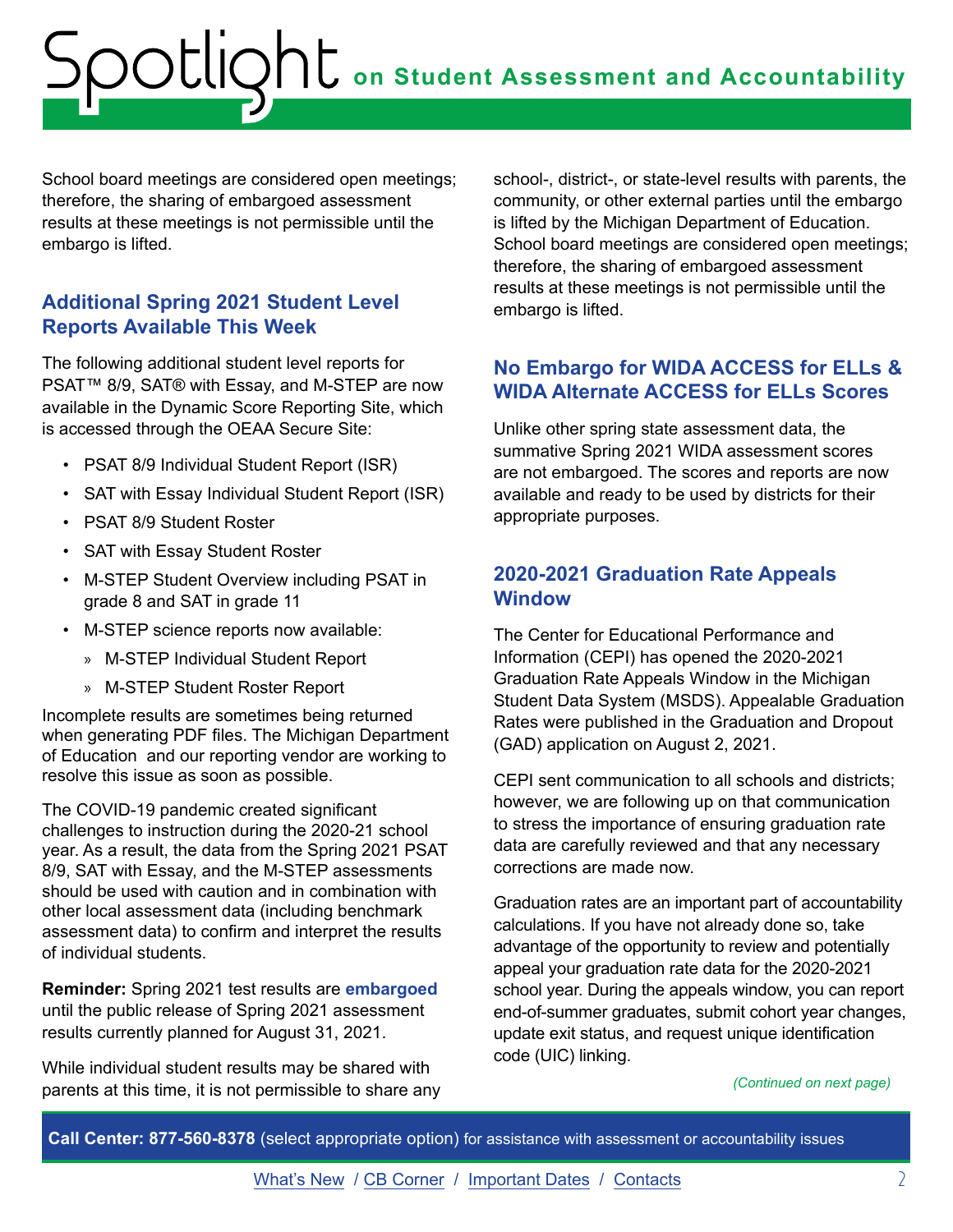School board meetings are considered open meetings; therefore, the sharing of embargoed assessment results at these meetings is not permissible until the embargo is lifted.

## Additional Spring 2021 Student Level Reports Available This Week

The following additional student level reports for PSAT™ 8/9, SAT® with Essay, and M-STEP are now available in the Dynamic Score Reporting Site, which is accessed through the OEAA Secure Site:

- PSAT 8/9 Individual Student Report (ISR)
- SAT with Essay Individual Student Report (ISR)
- PSAT 8/9 Student Roster
- SAT with Essay Student Roster
- M-STEP Student Overview including PSAT in grade 8 and SAT in grade 11
- M-STEP science reports now available:
  - M-STEP Individual Student Report
  - M-STEP Student Roster Report

Incomplete results are sometimes being returned when generating PDF files. The Michigan Department of Education and our reporting vendor are working to resolve this issue as soon as possible.

The COVID-19 pandemic created significant challenges to instruction during the 2020-21 school year. As a result, the data from the Spring 2021 PSAT 8/9, SAT with Essay, and the M-STEP assessments should be used with caution and in combination with other local assessment data (including benchmark assessment data) to confirm and interpret the results of individual students.

**Reminder:** Spring 2021 test results are **embargoed** until the public release of Spring 2021 assessment results currently planned for August 31, 2021.

While individual student results may be shared with parents at this time, it is not permissible to share any school-, district-, or state-level results with parents, the community, or other external parties until the embargo is lifted by the Michigan Department of Education. School board meetings are considered open meetings; therefore, the sharing of embargoed assessment results at these meetings is not permissible until the embargo is lifted.

## No Embargo for WIDA ACCESS for ELLs & WIDA Alternate ACCESS for ELLs Scores

Unlike other spring state assessment data, the summative Spring 2021 WIDA assessment scores are not embargoed. The scores and reports are now available and ready to be used by districts for their appropriate purposes.

## 2020-2021 Graduation Rate Appeals Window

The Center for Educational Performance and Information (CEPI) has opened the 2020-2021 Graduation Rate Appeals Window in the Michigan Student Data System (MSDS). Appealable Graduation Rates were published in the Graduation and Dropout (GAD) application on August 2, 2021.

CEPI sent communication to all schools and districts; however, we are following up on that communication to stress the importance of ensuring graduation rate data are carefully reviewed and that any necessary corrections are made now.

Graduation rates are an important part of accountability calculations. If you have not already done so, take advantage of the opportunity to review and potentially appeal your graduation rate data for the 2020-2021 school year. During the appeals window, you can report end-of-summer graduates, submit cohort year changes, update exit status, and request unique identification code (UIC) linking.

*(Continued on next page)*

**Call Center: 877-560-8378** (select appropriate option) for assistance with assessment or accountability issues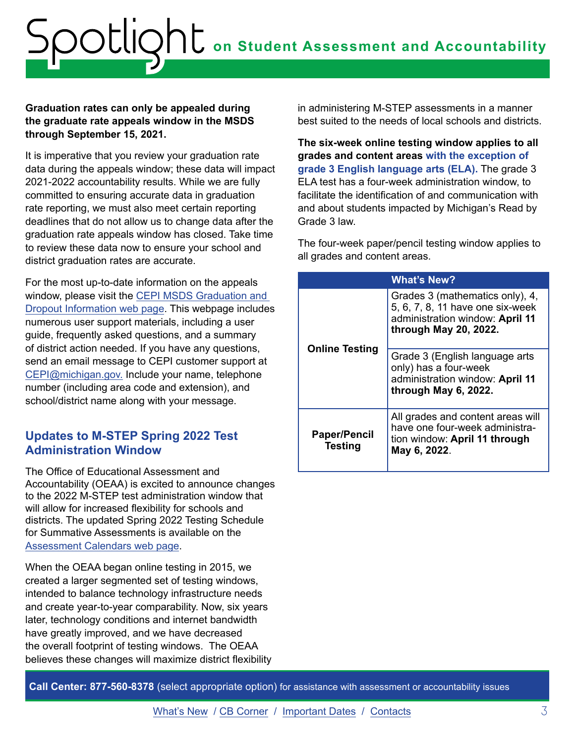**Graduation rates can only be appealed during the graduate rate appeals window in the MSDS through September 15, 2021.**

It is imperative that you review your graduation rate data during the appeals window; these data will impact 2021-2022 accountability results. While we are fully committed to ensuring accurate data in graduation rate reporting, we must also meet certain reporting deadlines that do not allow us to change data after the graduation rate appeals window has closed. Take time to review these data now to ensure your school and district graduation rates are accurate.

For the most up-to-date information on the appeals window, please visit the CEPI MSDS Graduation and Dropout Information web page. This webpage includes numerous user support materials, including a user guide, frequently asked questions, and a summary of district action needed. If you have any questions, send an email message to CEPI customer support at CEPI@michigan.gov. Include your name, telephone number (including area code and extension), and school/district name along with your message.

## Updates to M-STEP Spring 2022 Test Administration Window

The Office of Educational Assessment and Accountability (OEAA) is excited to announce changes to the 2022 M-STEP test administration window that will allow for increased flexibility for schools and districts. The updated Spring 2022 Testing Schedule for Summative Assessments is available on the Assessment Calendars web page.

When the OEAA began online testing in 2015, we created a larger segmented set of testing windows, intended to balance technology infrastructure needs and create year-to-year comparability. Now, six years later, technology conditions and internet bandwidth have greatly improved, and we have decreased the overall footprint of testing windows. The OEAA believes these changes will maximize district flexibility in administering M-STEP assessments in a manner best suited to the needs of local schools and districts.

**The six-week online testing window applies to all grades and content areas with the exception of grade 3 English language arts (ELA).** The grade 3 ELA test has a four-week administration window, to facilitate the identification of and communication with and about students impacted by Michigan's Read by Grade 3 law.

The four-week paper/pencil testing window applies to all grades and content areas.

| | What's New? |
|---|---|
| **Online Testing** | Grades 3 (mathematics only), 4, 5, 6, 7, 8, 11 have one six-week administration window: **April 11 through May 20, 2022.** |
| | Grade 3 (English language arts only) has a four-week administration window: **April 11 through May 6, 2022.** |
| **Paper/Pencil Testing** | All grades and content areas will have one four-week administration window: **April 11 through May 6, 2022**. |

**Call Center: 877-560-8378** (select appropriate option) for assistance with assessment or accountability issues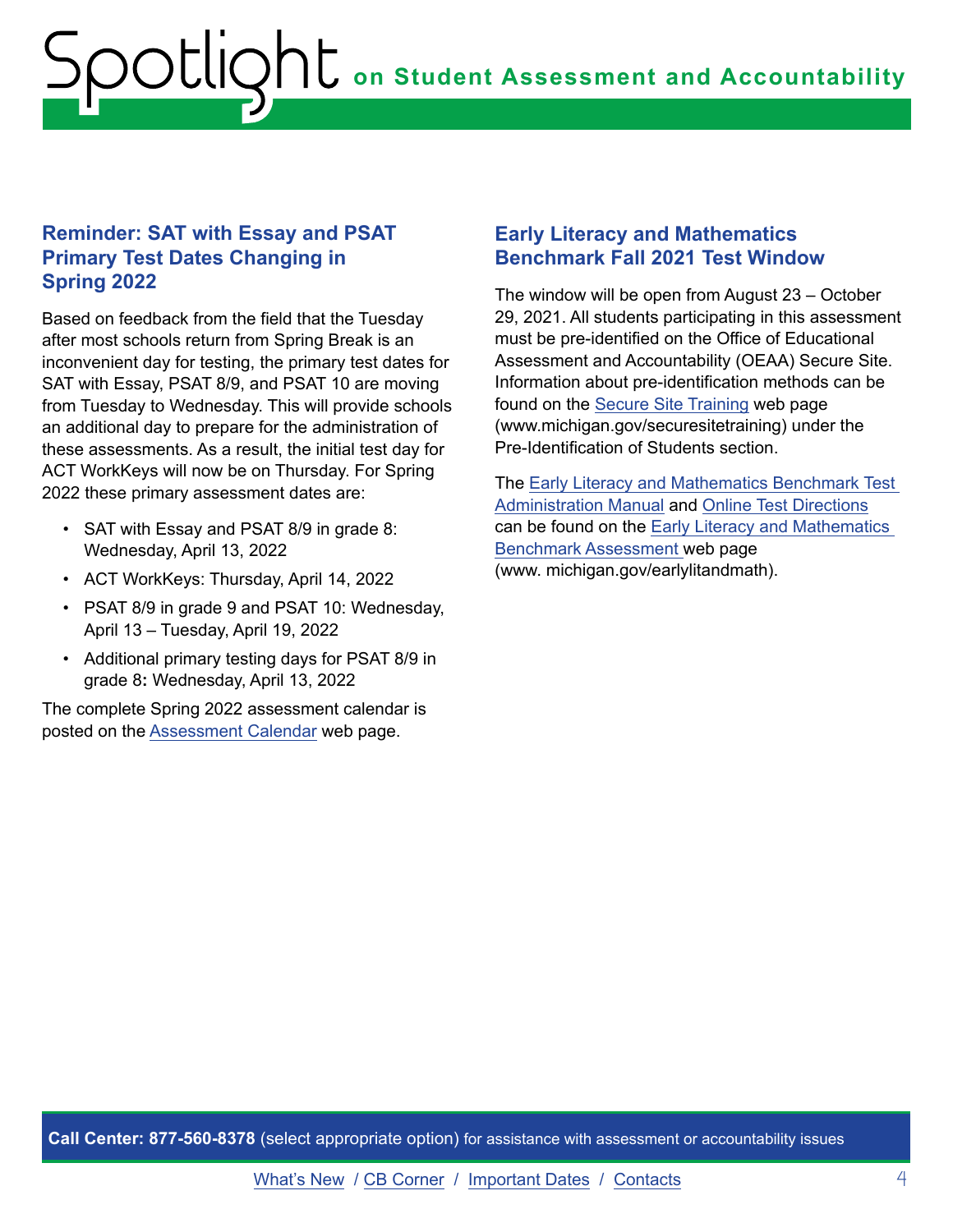## Reminder: SAT with Essay and PSAT Primary Test Dates Changing in Spring 2022

Based on feedback from the field that the Tuesday after most schools return from Spring Break is an inconvenient day for testing, the primary test dates for SAT with Essay, PSAT 8/9, and PSAT 10 are moving from Tuesday to Wednesday. This will provide schools an additional day to prepare for the administration of these assessments. As a result, the initial test day for ACT WorkKeys will now be on Thursday. For Spring 2022 these primary assessment dates are:

- SAT with Essay and PSAT 8/9 in grade 8: Wednesday, April 13, 2022
- ACT WorkKeys: Thursday, April 14, 2022
- PSAT 8/9 in grade 9 and PSAT 10: Wednesday, April 13 – Tuesday, April 19, 2022
- Additional primary testing days for PSAT 8/9 in grade 8**:** Wednesday, April 13, 2022

The complete Spring 2022 assessment calendar is posted on the Assessment Calendar web page.

## Early Literacy and Mathematics Benchmark Fall 2021 Test Window

The window will be open from August 23 – October 29, 2021. All students participating in this assessment must be pre-identified on the Office of Educational Assessment and Accountability (OEAA) Secure Site. Information about pre-identification methods can be found on the Secure Site Training web page (www.michigan.gov/securesitetraining) under the Pre-Identification of Students section.

The Early Literacy and Mathematics Benchmark Test Administration Manual and Online Test Directions can be found on the Early Literacy and Mathematics Benchmark Assessment web page (www. michigan.gov/earlylitandmath).

**Call Center: 877-560-8378** (select appropriate option) for assistance with assessment or accountability issues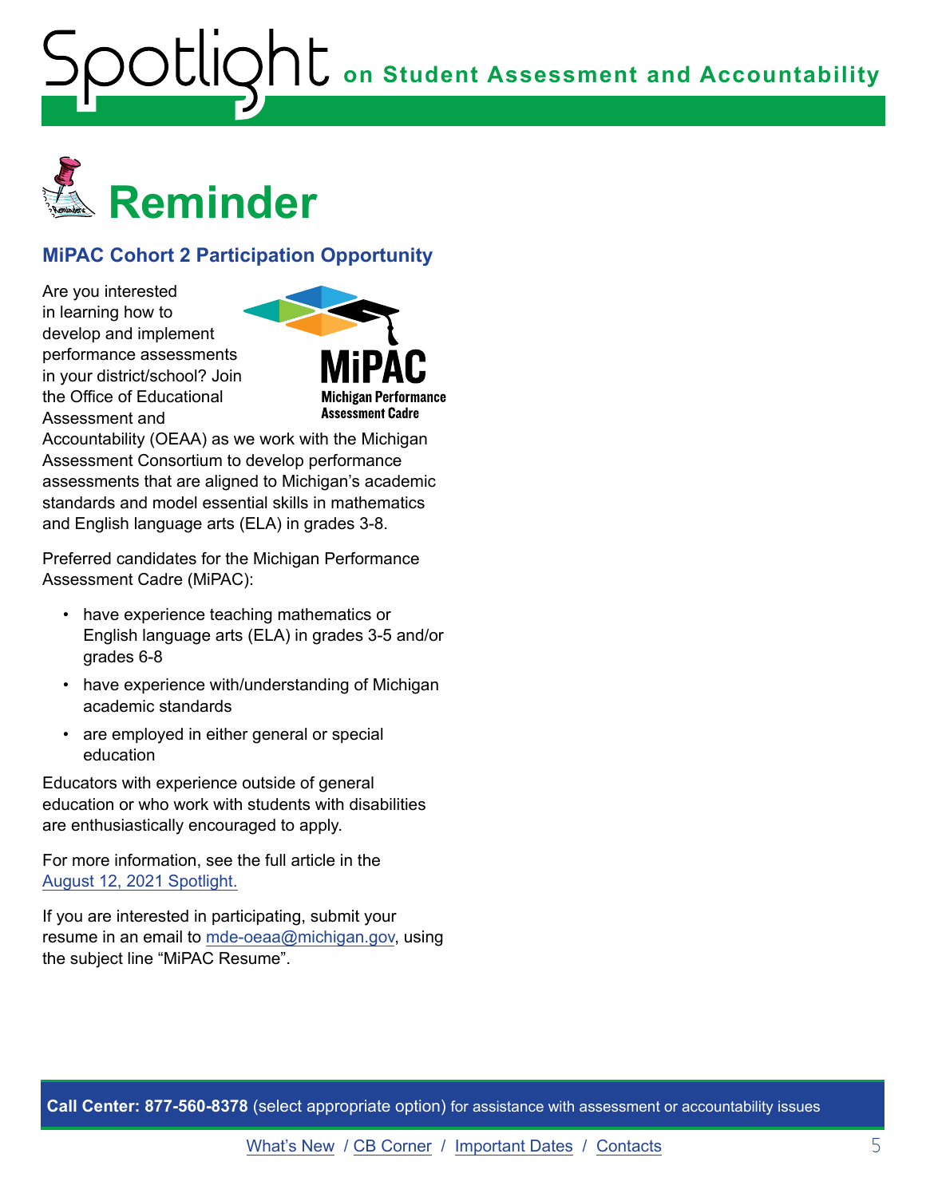# Reminder

## MiPAC Cohort 2 Participation Opportunity

Are you interested in learning how to develop and implement performance assessments in your district/school? Join the Office of Educational Assessment and Accountability (OEAA) as we work with the Michigan Assessment Consortium to develop performance assessments that are aligned to Michigan's academic standards and model essential skills in mathematics and English language arts (ELA) in grades 3-8.

Preferred candidates for the Michigan Performance Assessment Cadre (MiPAC):

- have experience teaching mathematics or English language arts (ELA) in grades 3-5 and/or grades 6-8
- have experience with/understanding of Michigan academic standards
- are employed in either general or special education

Educators with experience outside of general education or who work with students with disabilities are enthusiastically encouraged to apply.

For more information, see the full article in the [August 12, 2021 Spotlight.]

If you are interested in participating, submit your resume in an email to [mde-oeaa@michigan.gov], using the subject line "MiPAC Resume".

**Call Center: 877-560-8378** (select appropriate option) for assistance with assessment or accountability issues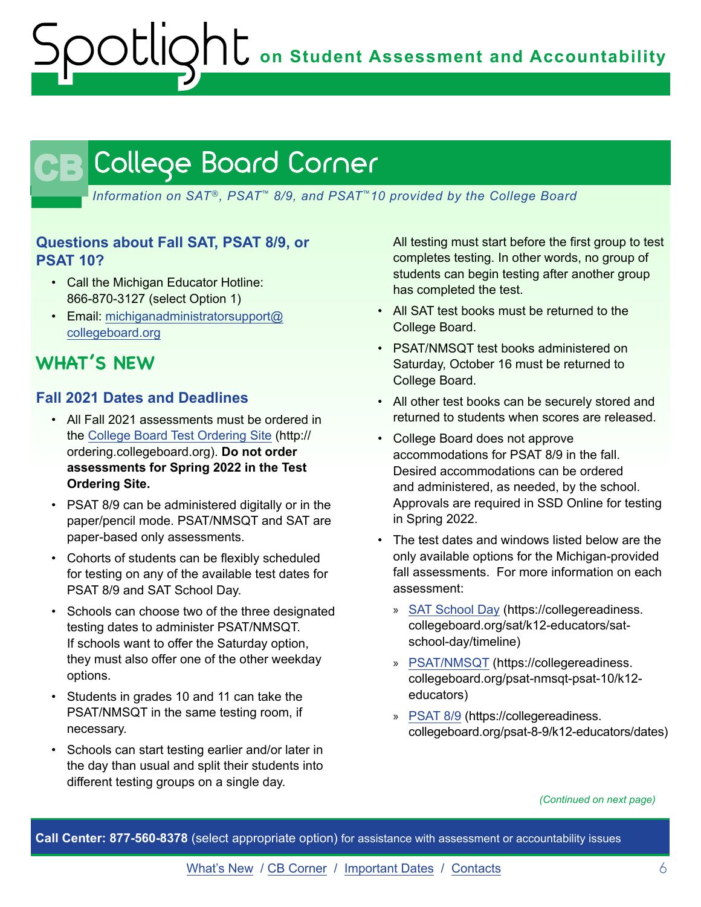# College Board Corner

*Information on SAT®, PSAT™ 8/9, and PSAT™ 10 provided by the College Board*

### Questions about Fall SAT, PSAT 8/9, or PSAT 10?

- Call the Michigan Educator Hotline: 866-870-3127 (select Option 1)
- Email: michiganadministratorsupport@collegeboard.org

## WHAT'S NEW

### Fall 2021 Dates and Deadlines

- All Fall 2021 assessments must be ordered in the College Board Test Ordering Site (http://ordering.collegeboard.org). **Do not order assessments for Spring 2022 in the Test Ordering Site.**
- PSAT 8/9 can be administered digitally or in the paper/pencil mode. PSAT/NMSQT and SAT are paper-based only assessments.
- Cohorts of students can be flexibly scheduled for testing on any of the available test dates for PSAT 8/9 and SAT School Day.
- Schools can choose two of the three designated testing dates to administer PSAT/NMSQT. If schools want to offer the Saturday option, they must also offer one of the other weekday options.
- Students in grades 10 and 11 can take the PSAT/NMSQT in the same testing room, if necessary.
- Schools can start testing earlier and/or later in the day than usual and split their students into different testing groups on a single day. All testing must start before the first group to test completes testing. In other words, no group of students can begin testing after another group has completed the test.
- All SAT test books must be returned to the College Board.
- PSAT/NMSQT test books administered on Saturday, October 16 must be returned to College Board.
- All other test books can be securely stored and returned to students when scores are released.
- College Board does not approve accommodations for PSAT 8/9 in the fall. Desired accommodations can be ordered and administered, as needed, by the school. Approvals are required in SSD Online for testing in Spring 2022.
- The test dates and windows listed below are the only available options for the Michigan-provided fall assessments. For more information on each assessment:
  - SAT School Day (https://collegereadiness.collegeboard.org/sat/k12-educators/sat-school-day/timeline)
  - PSAT/NMSQT (https://collegereadiness.collegeboard.org/psat-nmsqt-psat-10/k12-educators)
  - PSAT 8/9 (https://collegereadiness.collegeboard.org/psat-8-9/k12-educators/dates)

*(Continued on next page)*

**Call Center: 877-560-8378** (select appropriate option) for assistance with assessment or accountability issues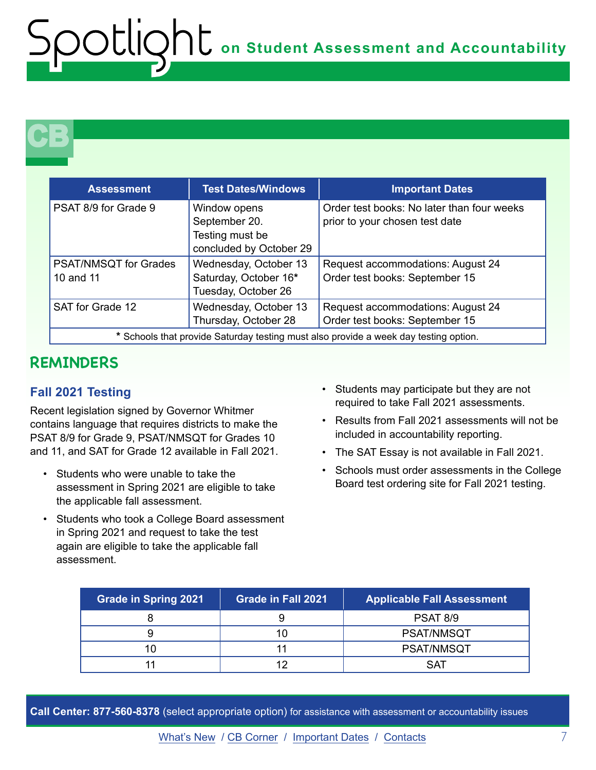# Spotlight on Student Assessment and Accountability

## CB

| Assessment | Test Dates/Windows | Important Dates |
|---|---|---|
| PSAT 8/9 for Grade 9 | Window opens September 20. Testing must be concluded by October 29 | Order test books: No later than four weeks prior to your chosen test date |
| PSAT/NMSQT for Grades 10 and 11 | Wednesday, October 13<br>Saturday, October 16*<br>Tuesday, October 26 | Request accommodations: August 24<br>Order test books: September 15 |
| SAT for Grade 12 | Wednesday, October 13<br>Thursday, October 28 | Request accommodations: August 24<br>Order test books: September 15 |

* Schools that provide Saturday testing must also provide a week day testing option.

## REMINDERS

### Fall 2021 Testing

Recent legislation signed by Governor Whitmer contains language that requires districts to make the PSAT 8/9 for Grade 9, PSAT/NMSQT for Grades 10 and 11, and SAT for Grade 12 available in Fall 2021.

- Students who were unable to take the assessment in Spring 2021 are eligible to take the applicable fall assessment.
- Students who took a College Board assessment in Spring 2021 and request to take the test again are eligible to take the applicable fall assessment.
- Students may participate but they are not required to take Fall 2021 assessments.
- Results from Fall 2021 assessments will not be included in accountability reporting.
- The SAT Essay is not available in Fall 2021.
- Schools must order assessments in the College Board test ordering site for Fall 2021 testing.

| Grade in Spring 2021 | Grade in Fall 2021 | Applicable Fall Assessment |
|---|---|---|
| 8 | 9 | PSAT 8/9 |
| 9 | 10 | PSAT/NMSQT |
| 10 | 11 | PSAT/NMSQT |
| 11 | 12 | SAT |

**Call Center: 877-560-8378** (select appropriate option) for assistance with assessment or accountability issues

What's New / CB Corner / Important Dates / Contacts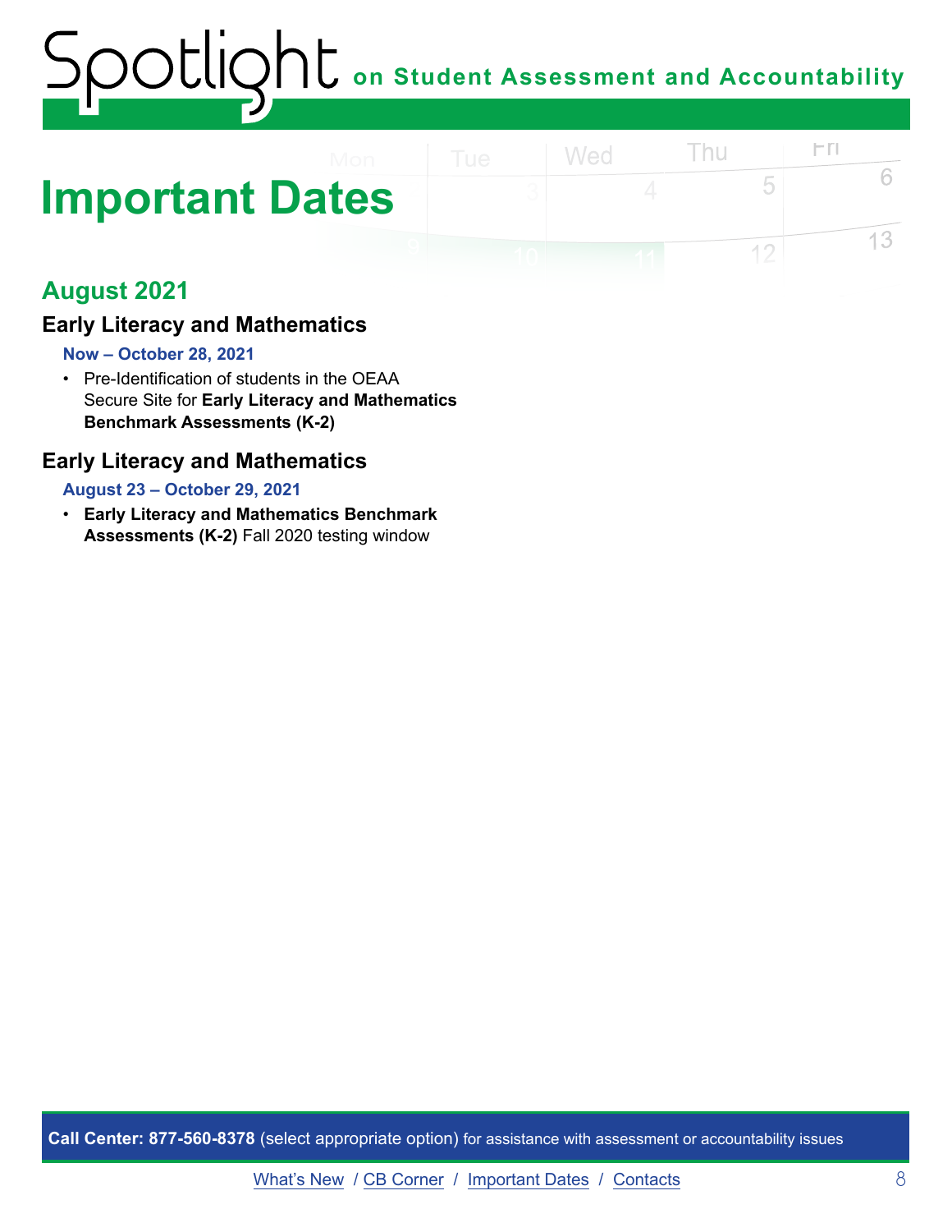# Important Dates

## August 2021

### Early Literacy and Mathematics

**Now – October 28, 2021**

- Pre-Identification of students in the OEAA Secure Site for **Early Literacy and Mathematics Benchmark Assessments (K-2)**

### Early Literacy and Mathematics

**August 23 – October 29, 2021**

- **Early Literacy and Mathematics Benchmark Assessments (K-2)** Fall 2020 testing window

**Call Center: 877-560-8378** (select appropriate option) for assistance with assessment or accountability issues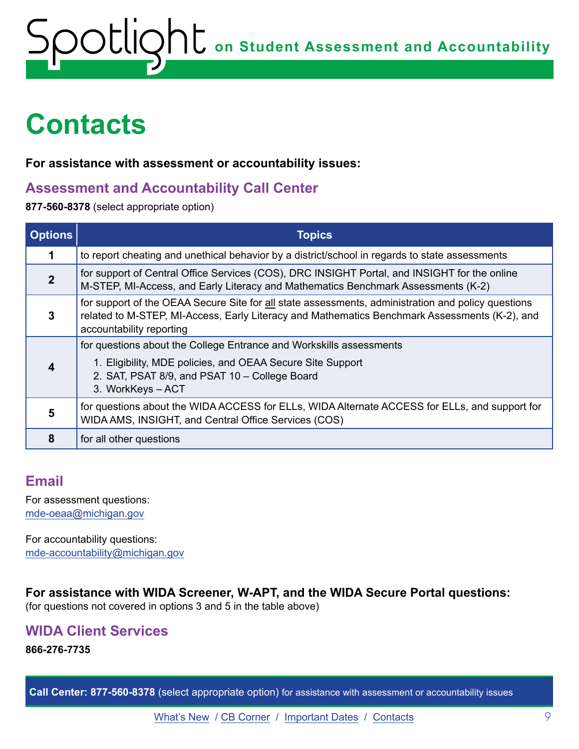# Contacts

**For assistance with assessment or accountability issues:**

## Assessment and Accountability Call Center

**877-560-8378** (select appropriate option)

| Options | Topics |
|---|---|
| **1** | to report cheating and unethical behavior by a district/school in regards to state assessments |
| **2** | for support of Central Office Services (COS), DRC INSIGHT Portal, and INSIGHT for the online M-STEP, MI-Access, and Early Literacy and Mathematics Benchmark Assessments (K-2) |
| **3** | for support of the OEAA Secure Site for all state assessments, administration and policy questions related to M-STEP, MI-Access, Early Literacy and Mathematics Benchmark Assessments (K-2), and accountability reporting |
| **4** | for questions about the College Entrance and Workskills assessments<br>1. Eligibility, MDE policies, and OEAA Secure Site Support<br>2. SAT, PSAT 8/9, and PSAT 10 – College Board<br>3. WorkKeys – ACT |
| **5** | for questions about the WIDA ACCESS for ELLs, WIDA Alternate ACCESS for ELLs, and support for WIDA AMS, INSIGHT, and Central Office Services (COS) |
| **8** | for all other questions |

## Email

For assessment questions:
mde-oeaa@michigan.gov

For accountability questions:
mde-accountability@michigan.gov

**For assistance with WIDA Screener, W-APT, and the WIDA Secure Portal questions:**
(for questions not covered in options 3 and 5 in the table above)

## WIDA Client Services

**866-276-7735**

**Call Center: 877-560-8378** (select appropriate option) for assistance with assessment or accountability issues